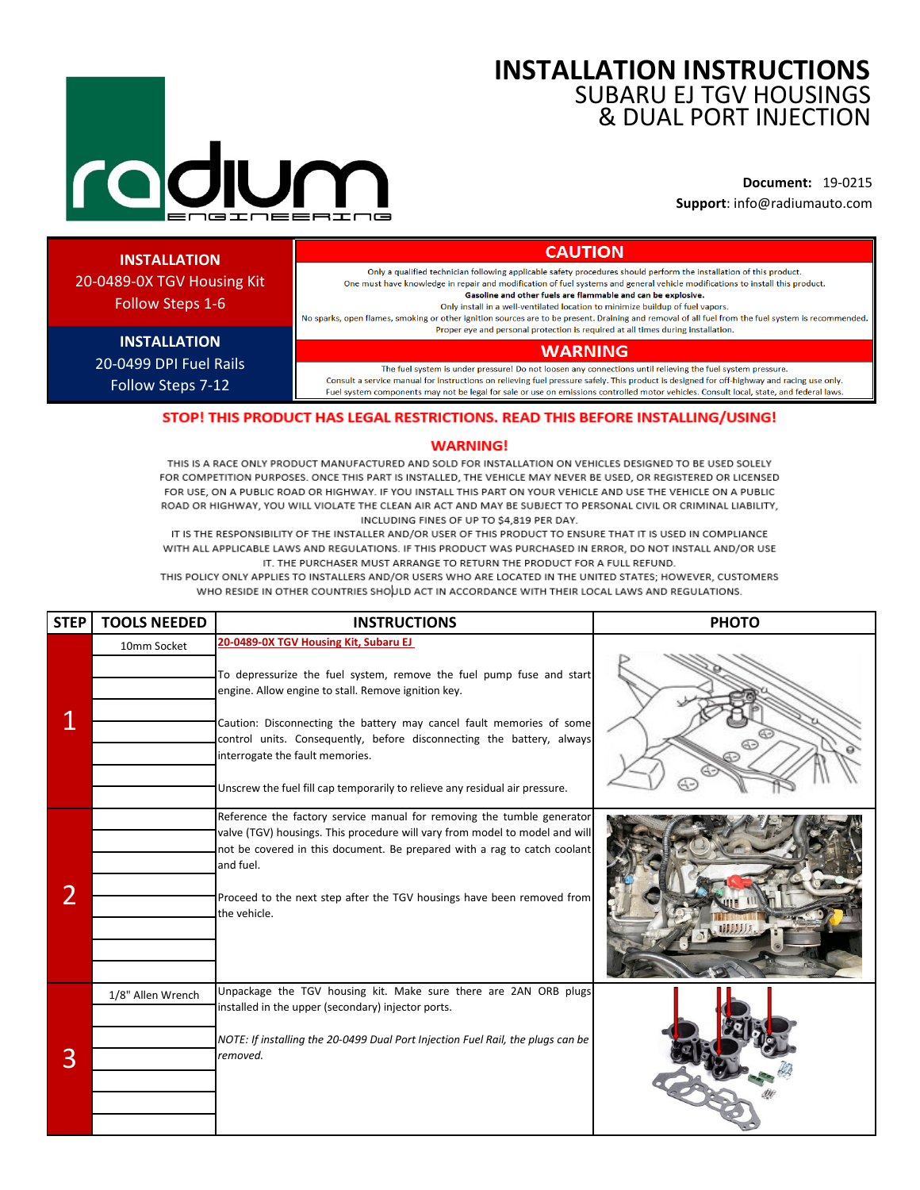# INSTALLATION INSTRUCTIONS
## SUBARU EJ TGV HOUSINGS & DUAL PORT INJECTION

**Document:** 19-0215
**Support**: info@radiumauto.com

| | |
|---|---|
| **INSTALLATION** 20-0489-0X TGV Housing Kit Follow Steps 1-6 | **CAUTION** Only a qualified technician following applicable safety procedures should perform the installation of this product. One must have knowledge in repair and modification of fuel systems and general vehicle modifications to install this product. **Gasoline and other fuels are flammable and can be explosive.** Only install in a well-ventilated location to minimize buildup of fuel vapors. No sparks, open flames, smoking or other ignition sources are to be present. Draining and removal of all fuel from the fuel system is recommended. Proper eye and personal protection is required at all times during installation. |
| **INSTALLATION** 20-0499 DPI Fuel Rails Follow Steps 7-12 | **WARNING** The fuel system is under pressure! Do not loosen any connections until relieving the fuel system pressure. Consult a service manual for instructions on relieving fuel pressure safely. This product is designed for off-highway and racing use only. Fuel system components may not be legal for sale or use on emissions controlled motor vehicles. Consult local, state, and federal laws. |

**STOP! THIS PRODUCT HAS LEGAL RESTRICTIONS. READ THIS BEFORE INSTALLING/USING!**

**WARNING!**

THIS IS A RACE ONLY PRODUCT MANUFACTURED AND SOLD FOR INSTALLATION ON VEHICLES DESIGNED TO BE USED SOLELY FOR COMPETITION PURPOSES. ONCE THIS PART IS INSTALLED, THE VEHICLE MAY NEVER BE USED, OR REGISTERED OR LICENSED FOR USE, ON A PUBLIC ROAD OR HIGHWAY. IF YOU INSTALL THIS PART ON YOUR VEHICLE AND USE THE VEHICLE ON A PUBLIC ROAD OR HIGHWAY, YOU WILL VIOLATE THE CLEAN AIR ACT AND MAY BE SUBJECT TO PERSONAL CIVIL OR CRIMINAL LIABILITY, INCLUDING FINES OF UP TO $4,819 PER DAY.

IT IS THE RESPONSIBILITY OF THE INSTALLER AND/OR USER OF THIS PRODUCT TO ENSURE THAT IT IS USED IN COMPLIANCE WITH ALL APPLICABLE LAWS AND REGULATIONS. IF THIS PRODUCT WAS PURCHASED IN ERROR, DO NOT INSTALL AND/OR USE IT. THE PURCHASER MUST ARRANGE TO RETURN THE PRODUCT FOR A FULL REFUND.

THIS POLICY ONLY APPLIES TO INSTALLERS AND/OR USERS WHO ARE LOCATED IN THE UNITED STATES; HOWEVER, CUSTOMERS WHO RESIDE IN OTHER COUNTRIES SHOULD ACT IN ACCORDANCE WITH THEIR LOCAL LAWS AND REGULATIONS.

| STEP | TOOLS NEEDED | INSTRUCTIONS | PHOTO |
|---|---|---|---|
| 1 | 10mm Socket | **20-0489-0X TGV Housing Kit, Subaru EJ**<br><br>To depressurize the fuel system, remove the fuel pump fuse and start engine. Allow engine to stall. Remove ignition key.<br><br>Caution: Disconnecting the battery may cancel fault memories of some control units. Consequently, before disconnecting the battery, always interrogate the fault memories.<br><br>Unscrew the fuel fill cap temporarily to relieve any residual air pressure. | |
| 2 | | Reference the factory service manual for removing the tumble generator valve (TGV) housings. This procedure will vary from model to model and will not be covered in this document. Be prepared with a rag to catch coolant and fuel.<br><br>Proceed to the next step after the TGV housings have been removed from the vehicle. | |
| 3 | 1/8" Allen Wrench | Unpackage the TGV housing kit. Make sure there are 2AN ORB plugs installed in the upper (secondary) injector ports.<br><br>*NOTE: If installing the 20-0499 Dual Port Injection Fuel Rail, the plugs can be removed.* | |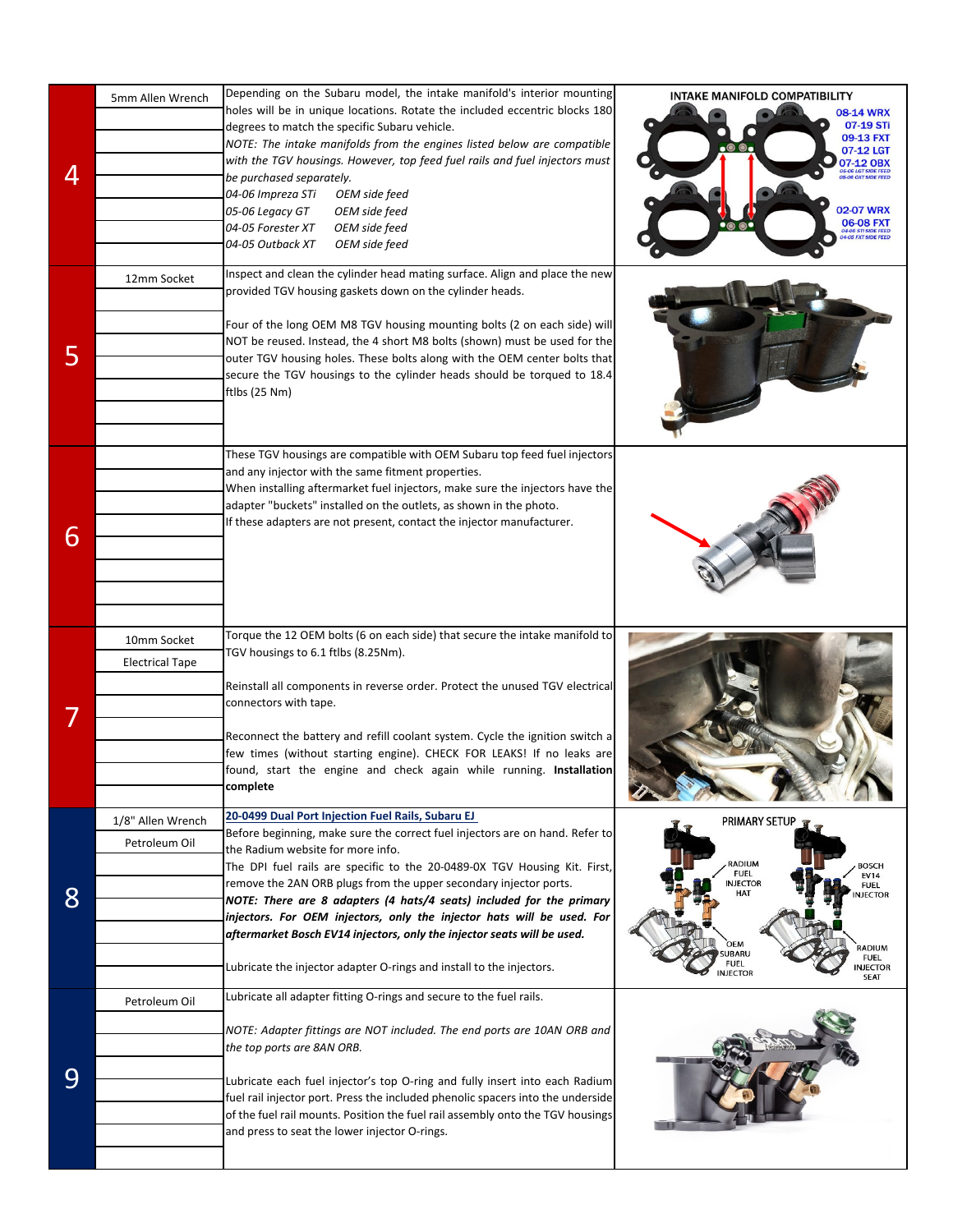| Step | Tools | Instructions |
|---|---|---|
| 4 | 5mm Allen Wrench | Depending on the Subaru model, the intake manifold's interior mounting holes will be in unique locations. Rotate the included eccentric blocks 180 degrees to match the specific Subaru vehicle.<br>*NOTE: The intake manifolds from the engines listed below are compatible with the TGV housings. However, top feed fuel rails and fuel injectors must be purchased separately.*<br>*04-06 Impreza STi OEM side feed*<br>*05-06 Legacy GT OEM side feed*<br>*04-05 Forester XT OEM side feed*<br>*04-05 Outback XT OEM side feed* |
| 5 | 12mm Socket | Inspect and clean the cylinder head mating surface. Align and place the new provided TGV housing gaskets down on the cylinder heads.<br><br>Four of the long OEM M8 TGV housing mounting bolts (2 on each side) will NOT be reused. Instead, the 4 short M8 bolts (shown) must be used for the outer TGV housing holes. These bolts along with the OEM center bolts that secure the TGV housings to the cylinder heads should be torqued to 18.4 ftlbs (25 Nm) |
| 6 | | These TGV housings are compatible with OEM Subaru top feed fuel injectors and any injector with the same fitment properties.<br>When installing aftermarket fuel injectors, make sure the injectors have the adapter "buckets" installed on the outlets, as shown in the photo.<br>If these adapters are not present, contact the injector manufacturer. |
| 7 | 10mm Socket<br>Electrical Tape | Torque the 12 OEM bolts (6 on each side) that secure the intake manifold to TGV housings to 6.1 ftlbs (8.25Nm).<br><br>Reinstall all components in reverse order. Protect the unused TGV electrical connectors with tape.<br><br>Reconnect the battery and refill coolant system. Cycle the ignition switch a few times (without starting engine). CHECK FOR LEAKS! If no leaks are found, start the engine and check again while running. **Installation complete** |
| 8 | 1/8" Allen Wrench<br>Petroleum Oil | **20-0499 Dual Port Injection Fuel Rails, Subaru EJ**<br>Before beginning, make sure the correct fuel injectors are on hand. Refer to the Radium website for more info.<br>The DPI fuel rails are specific to the 20-0489-0X TGV Housing Kit. First, remove the 2AN ORB plugs from the upper secondary injector ports.<br>***NOTE: There are 8 adapters (4 hats/4 seats) included for the primary injectors. For OEM injectors, only the injector hats will be used. For aftermarket Bosch EV14 injectors, only the injector seats will be used.***<br><br>Lubricate the injector adapter O-rings and install to the injectors. |
| 9 | Petroleum Oil | Lubricate all adapter fitting O-rings and secure to the fuel rails.<br><br>*NOTE: Adapter fittings are NOT included. The end ports are 10AN ORB and the top ports are 8AN ORB.*<br><br>Lubricate each fuel injector's top O-ring and fully insert into each Radium fuel rail injector port. Press the included phenolic spacers into the underside of the fuel rail mounts. Position the fuel rail assembly onto the TGV housings and press to seat the lower injector O-rings. |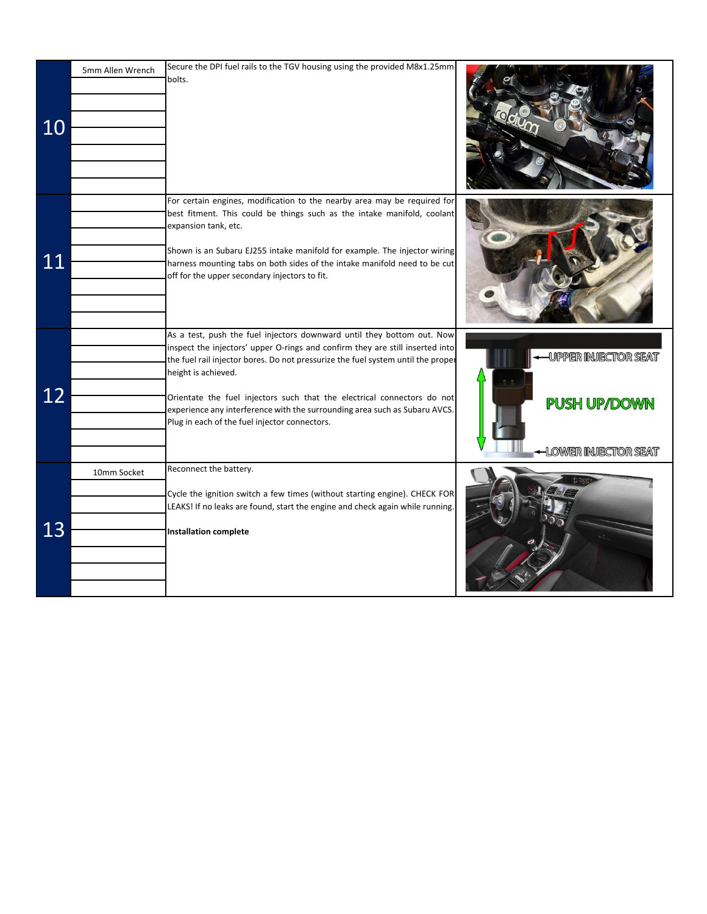| | | | |
|---|---|---|---|
| 10 | 5mm Allen Wrench | Secure the DPI fuel rails to the TGV housing using the provided M8x1.25mm bolts. | |
| 11 | | For certain engines, modification to the nearby area may be required for best fitment. This could be things such as the intake manifold, coolant expansion tank, etc.<br><br>Shown is an Subaru EJ255 intake manifold for example. The injector wiring harness mounting tabs on both sides of the intake manifold need to be cut off for the upper secondary injectors to fit. | |
| 12 | | As a test, push the fuel injectors downward until they bottom out. Now inspect the injectors' upper O-rings and confirm they are still inserted into the fuel rail injector bores. Do not pressurize the fuel system until the proper height is achieved.<br><br>Orientate the fuel injectors such that the electrical connectors do not experience any interference with the surrounding area such as Subaru AVCS. Plug in each of the fuel injector connectors. | UPPER INJECTOR SEAT<br>PUSH UP/DOWN<br>LOWER INJECTOR SEAT |
| 13 | 10mm Socket | Reconnect the battery.<br><br>Cycle the ignition switch a few times (without starting engine). CHECK FOR LEAKS! If no leaks are found, start the engine and check again while running.<br><br>**Installation complete** | |